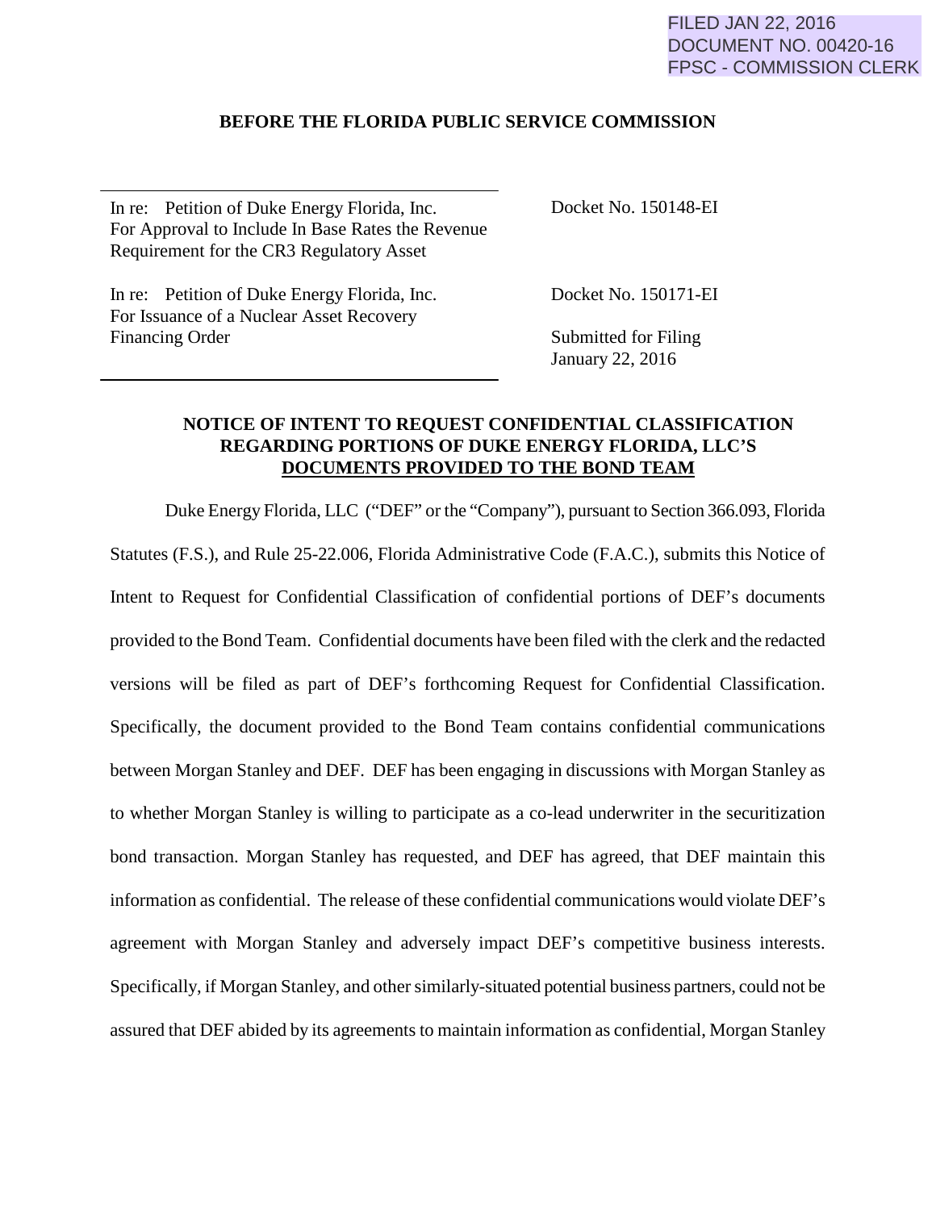FILED JAN 22, 2016
DOCUMENT NO. 00420-16
FPSC - COMMISSION CLERK

**BEFORE THE FLORIDA PUBLIC SERVICE COMMISSION**

| | |
|---|---|
| In re: Petition of Duke Energy Florida, Inc. For Approval to Include In Base Rates the Revenue Requirement for the CR3 Regulatory Asset | Docket No. 150148-EI |
| In re: Petition of Duke Energy Florida, Inc. For Issuance of a Nuclear Asset Recovery Financing Order | Docket No. 150171-EI<br><br>Submitted for Filing<br>January 22, 2016 |

**NOTICE OF INTENT TO REQUEST CONFIDENTIAL CLASSIFICATION REGARDING PORTIONS OF DUKE ENERGY FLORIDA, LLC'S <u>DOCUMENTS PROVIDED TO THE BOND TEAM</u>**

Duke Energy Florida, LLC ("DEF" or the "Company"), pursuant to Section 366.093, Florida Statutes (F.S.), and Rule 25-22.006, Florida Administrative Code (F.A.C.), submits this Notice of Intent to Request for Confidential Classification of confidential portions of DEF's documents provided to the Bond Team. Confidential documents have been filed with the clerk and the redacted versions will be filed as part of DEF's forthcoming Request for Confidential Classification. Specifically, the document provided to the Bond Team contains confidential communications between Morgan Stanley and DEF. DEF has been engaging in discussions with Morgan Stanley as to whether Morgan Stanley is willing to participate as a co-lead underwriter in the securitization bond transaction. Morgan Stanley has requested, and DEF has agreed, that DEF maintain this information as confidential. The release of these confidential communications would violate DEF's agreement with Morgan Stanley and adversely impact DEF's competitive business interests. Specifically, if Morgan Stanley, and other similarly-situated potential business partners, could not be assured that DEF abided by its agreements to maintain information as confidential, Morgan Stanley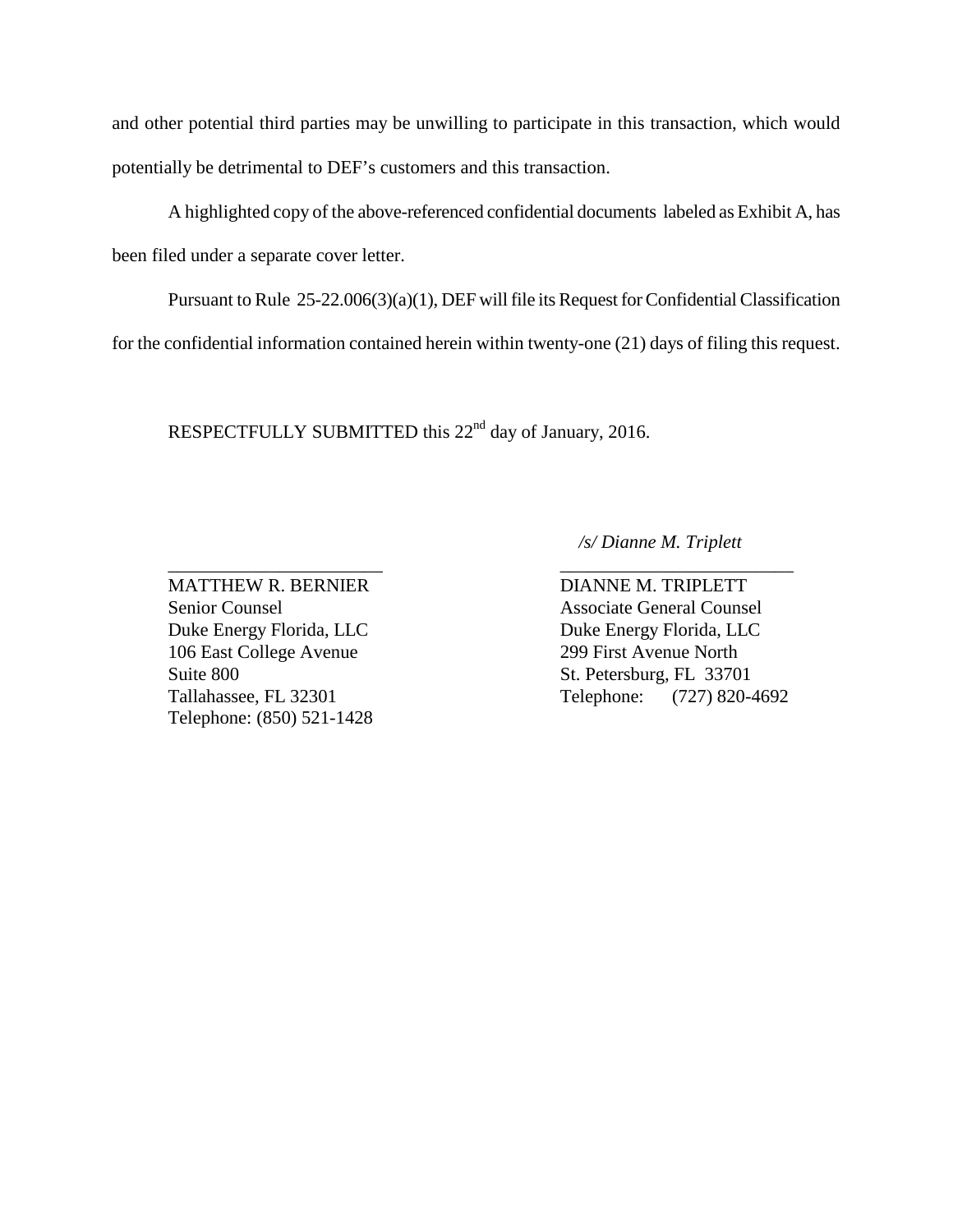and other potential third parties may be unwilling to participate in this transaction, which would potentially be detrimental to DEF's customers and this transaction.

A highlighted copy of the above-referenced confidential documents labeled as Exhibit A, has been filed under a separate cover letter.

Pursuant to Rule 25-22.006(3)(a)(1), DEF will file its Request for Confidential Classification for the confidential information contained herein within twenty-one (21) days of filing this request.

RESPECTFULLY SUBMITTED this 22nd day of January, 2016.

_/s/ Dianne M. Triplett_

\_\_\_\_\_\_\_\_\_\_\_\_\_\_\_\_\_\_\_\_\_\_\_\_
MATTHEW R. BERNIER
Senior Counsel
Duke Energy Florida, LLC
106 East College Avenue
Suite 800
Tallahassee, FL 32301
Telephone: (850) 521-1428

\_\_\_\_\_\_\_\_\_\_\_\_\_\_\_\_\_\_\_\_\_\_\_\_
DIANNE M. TRIPLETT
Associate General Counsel
Duke Energy Florida, LLC
299 First Avenue North
St. Petersburg, FL 33701
Telephone: (727) 820-4692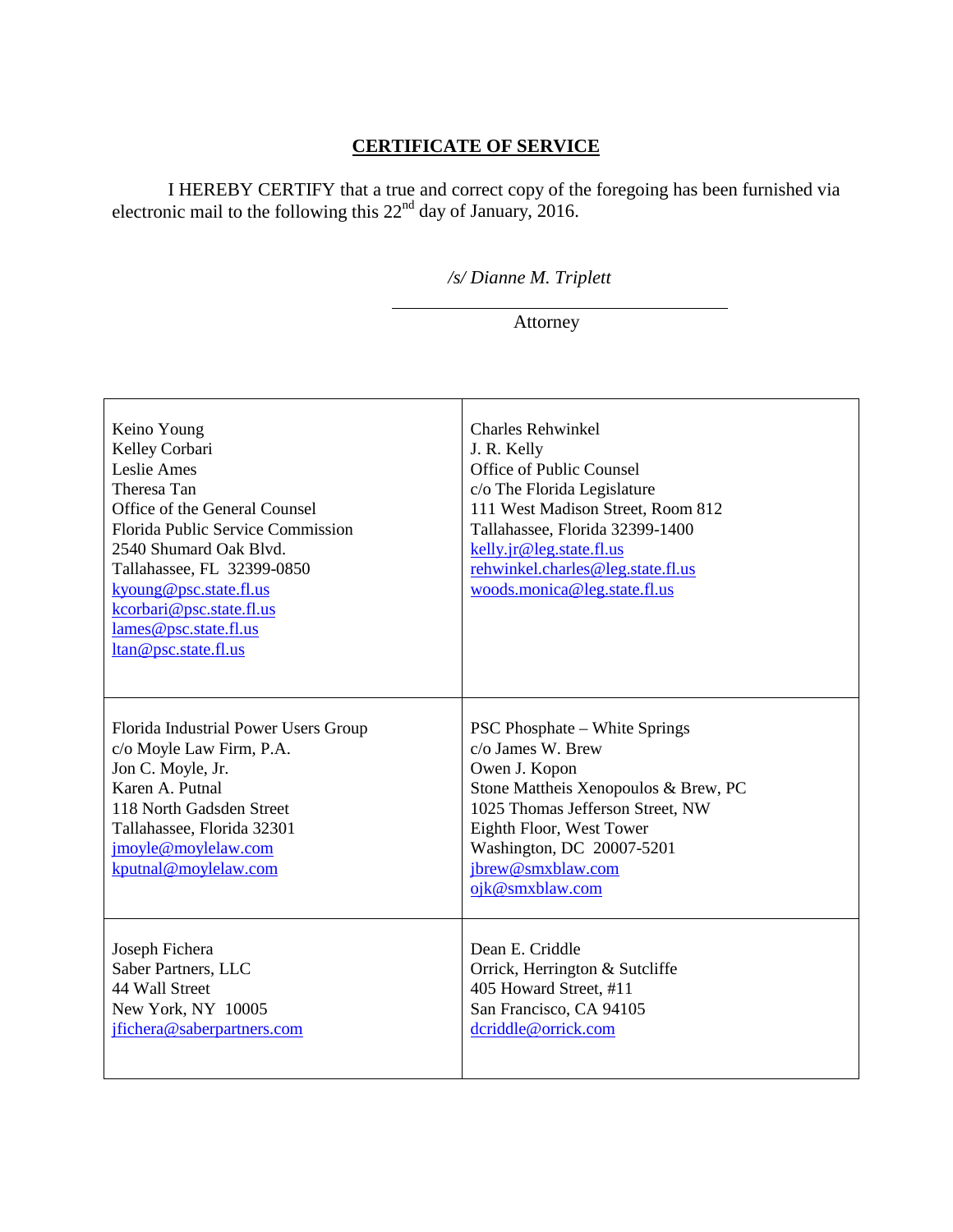## CERTIFICATE OF SERVICE

I HEREBY CERTIFY that a true and correct copy of the foregoing has been furnished via electronic mail to the following this 22nd day of January, 2016.

*/s/ Dianne M. Triplett*

Attorney

| | |
|---|---|
| Keino Young<br>Kelley Corbari<br>Leslie Ames<br>Theresa Tan<br>Office of the General Counsel<br>Florida Public Service Commission<br>2540 Shumard Oak Blvd.<br>Tallahassee, FL 32399-0850<br>kyoung@psc.state.fl.us<br>kcorbari@psc.state.fl.us<br>lames@psc.state.fl.us<br>ltan@psc.state.fl.us | Charles Rehwinkel<br>J. R. Kelly<br>Office of Public Counsel<br>c/o The Florida Legislature<br>111 West Madison Street, Room 812<br>Tallahassee, Florida 32399-1400<br>kelly.jr@leg.state.fl.us<br>rehwinkel.charles@leg.state.fl.us<br>woods.monica@leg.state.fl.us |
| Florida Industrial Power Users Group<br>c/o Moyle Law Firm, P.A.<br>Jon C. Moyle, Jr.<br>Karen A. Putnal<br>118 North Gadsden Street<br>Tallahassee, Florida 32301<br>jmoyle@moylelaw.com<br>kputnal@moylelaw.com | PSC Phosphate – White Springs<br>c/o James W. Brew<br>Owen J. Kopon<br>Stone Mattheis Xenopoulos & Brew, PC<br>1025 Thomas Jefferson Street, NW<br>Eighth Floor, West Tower<br>Washington, DC 20007-5201<br>jbrew@smxblaw.com<br>ojk@smxblaw.com |
| Joseph Fichera<br>Saber Partners, LLC<br>44 Wall Street<br>New York, NY 10005<br>jfichera@saberpartners.com | Dean E. Criddle<br>Orrick, Herrington & Sutcliffe<br>405 Howard Street, #11<br>San Francisco, CA 94105<br>dcriddle@orrick.com |